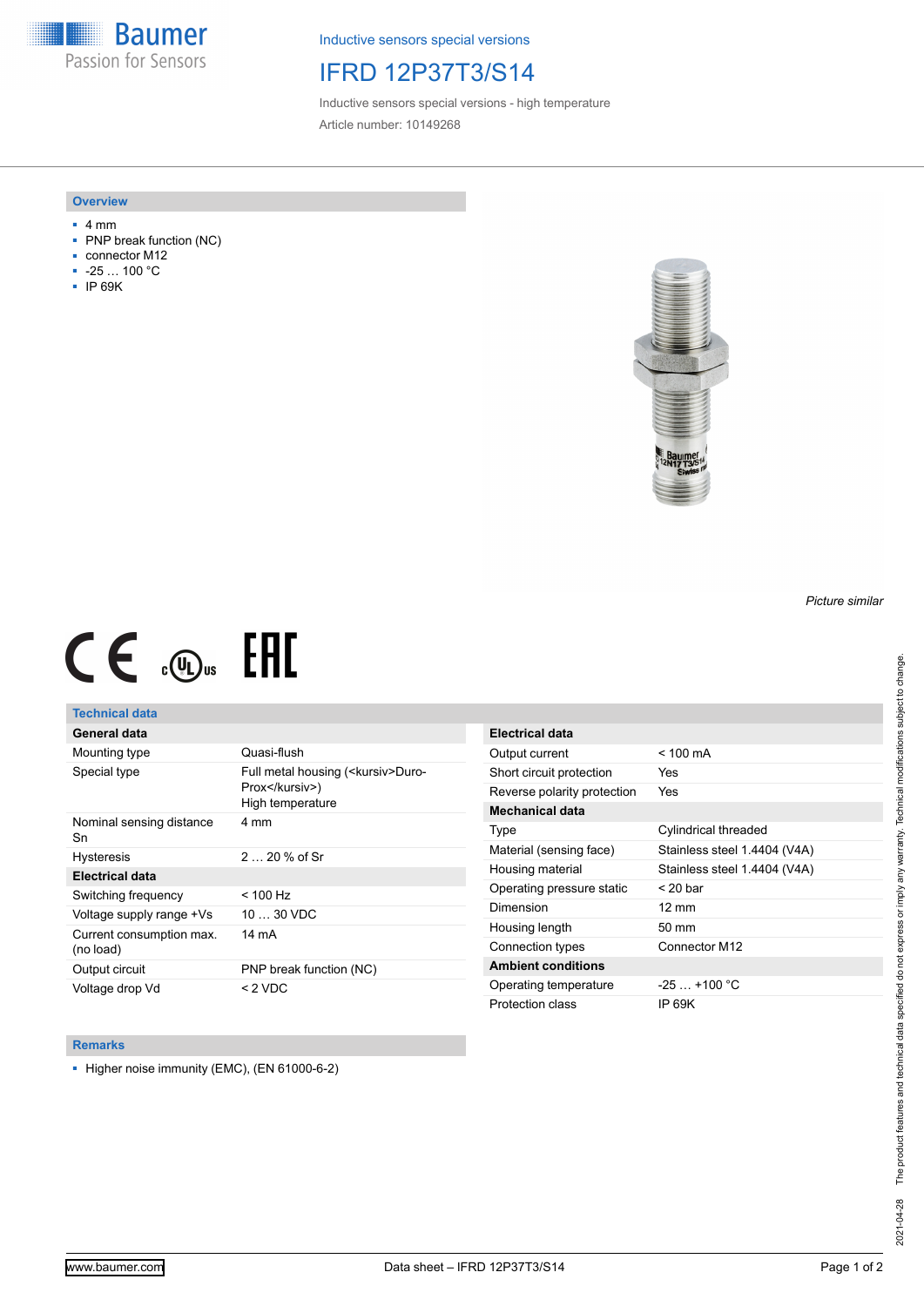Inductive sensors special versions

# IFRD 12P37T3/S14

Inductive sensors special versions - high temperature

Article number: 10149268

## Overview

- 4 mm
- PNP break function (NC)
- connector M12
- -25 … 100 °C
- IP 69K

*Picture similar*

## Technical data

| General data | |
|---|---|
| Mounting type | Quasi-flush |
| Special type | Full metal housing (<kursiv>Duro-Prox</kursiv>)<br>High temperature |
| Nominal sensing distance Sn | 4 mm |
| Hysteresis | 2 … 20 % of Sr |
| **Electrical data** | |
| Switching frequency | < 100 Hz |
| Voltage supply range +Vs | 10 … 30 VDC |
| Current consumption max. (no load) | 14 mA |
| Output circuit | PNP break function (NC) |
| Voltage drop Vd | < 2 VDC |

| Electrical data | |
|---|---|
| Output current | < 100 mA |
| Short circuit protection | Yes |
| Reverse polarity protection | Yes |
| **Mechanical data** | |
| Type | Cylindrical threaded |
| Material (sensing face) | Stainless steel 1.4404 (V4A) |
| Housing material | Stainless steel 1.4404 (V4A) |
| Operating pressure static | < 20 bar |
| Dimension | 12 mm |
| Housing length | 50 mm |
| Connection types | Connector M12 |
| **Ambient conditions** | |
| Operating temperature | -25 … +100 °C |
| Protection class | IP 69K |

## Remarks

- Higher noise immunity (EMC), (EN 61000-6-2)

2021-04-28 The product features and technical data specified do not express or imply any warranty. Technical modifications subject to change.

www.baumer.com

Data sheet – IFRD 12P37T3/S14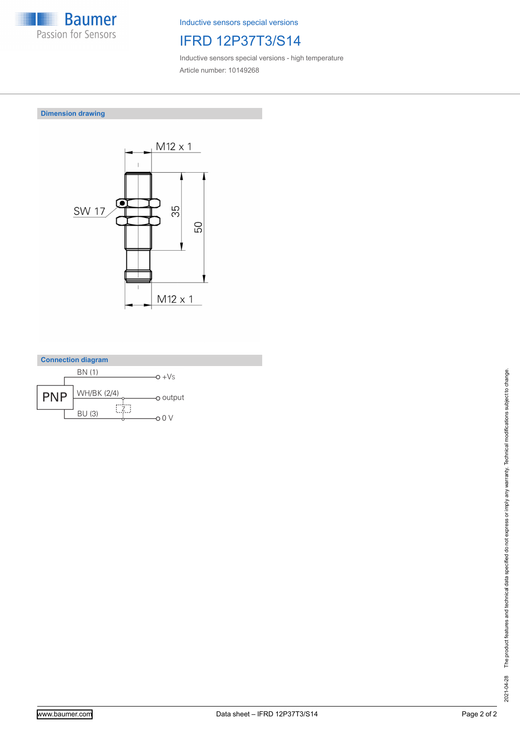Inductive sensors special versions

# IFRD 12P37T3/S14

Inductive sensors special versions - high temperature

Article number: 10149268

## Dimension drawing

M12 x 1

SW 17

35

50

M12 x 1

## Connection diagram

PNP

BN (1) +Vs

WH/BK (2/4) output

Z

BU (3) 0 V

2021-04-28 The product features and technical data specified do not express or imply any warranty. Technical modifications subject to change.

www.baumer.com

Data sheet – IFRD 12P37T3/S14